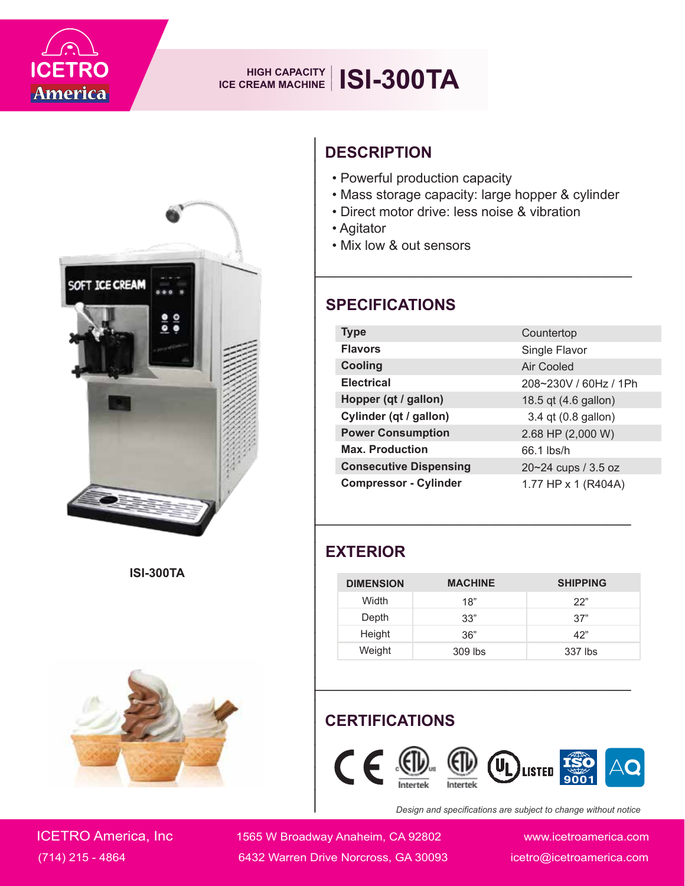ICETRO America

HIGH CAPACITY ICE CREAM MACHINE

# ISI-300TA

ISI-300TA

## DESCRIPTION

- Powerful production capacity
- Mass storage capacity: large hopper & cylinder
- Direct motor drive: less noise & vibration
- Agitator
- Mix low & out sensors

## SPECIFICATIONS

| | |
|---|---|
| **Type** | Countertop |
| **Flavors** | Single Flavor |
| **Cooling** | Air Cooled |
| **Electrical** | 208~230V / 60Hz / 1Ph |
| **Hopper (qt / gallon)** | 18.5 qt (4.6 gallon) |
| **Cylinder (qt / gallon)** | 3.4 qt (0.8 gallon) |
| **Power Consumption** | 2.68 HP (2,000 W) |
| **Max. Production** | 66.1 lbs/h |
| **Consecutive Dispensing** | 20~24 cups / 3.5 oz |
| **Compressor - Cylinder** | 1.77 HP x 1 (R404A) |

## EXTERIOR

| DIMENSION | MACHINE | SHIPPING |
|---|---|---|
| Width | 18" | 22" |
| Depth | 33" | 37" |
| Height | 36" | 42" |
| Weight | 309 lbs | 337 lbs |

## CERTIFICATIONS

CE, ETL Intertek, ETL Intertek, UL LISTED, ISO 9001, AQ

*Design and specifications are subject to change without notice*

ICETRO America, Inc
(714) 215 - 4864

1565 W Broadway Anaheim, CA 92802
6432 Warren Drive Norcross, GA 30093

www.icetroamerica.com
icetro@icetroamerica.com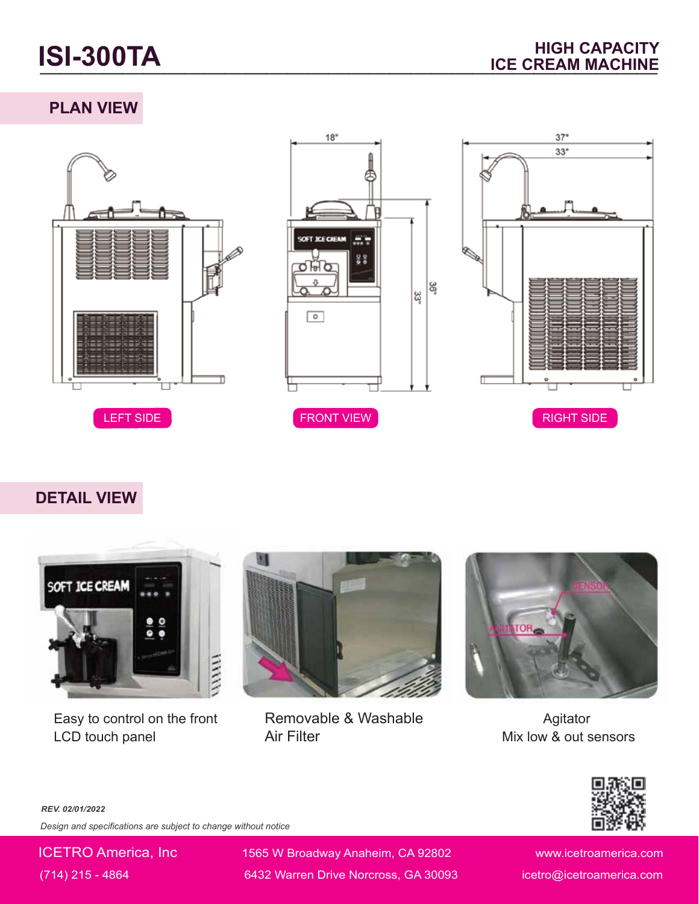# ISI-300TA

## HIGH CAPACITY ICE CREAM MACHINE

## PLAN VIEW

18"

37"

33"

33"

36"

LEFT SIDE

FRONT VIEW

RIGHT SIDE

## DETAIL VIEW

Easy to control on the front LCD touch panel

Removable & Washable Air Filter

Agitator
Mix low & out sensors

*REV. 02/01/2022*

*Design and specifications are subject to change without notice*

ICETRO America, Inc
(714) 215 - 4864

1565 W Broadway Anaheim, CA 92802
6432 Warren Drive Norcross, GA 30093

www.icetroamerica.com
icetro@icetroamerica.com